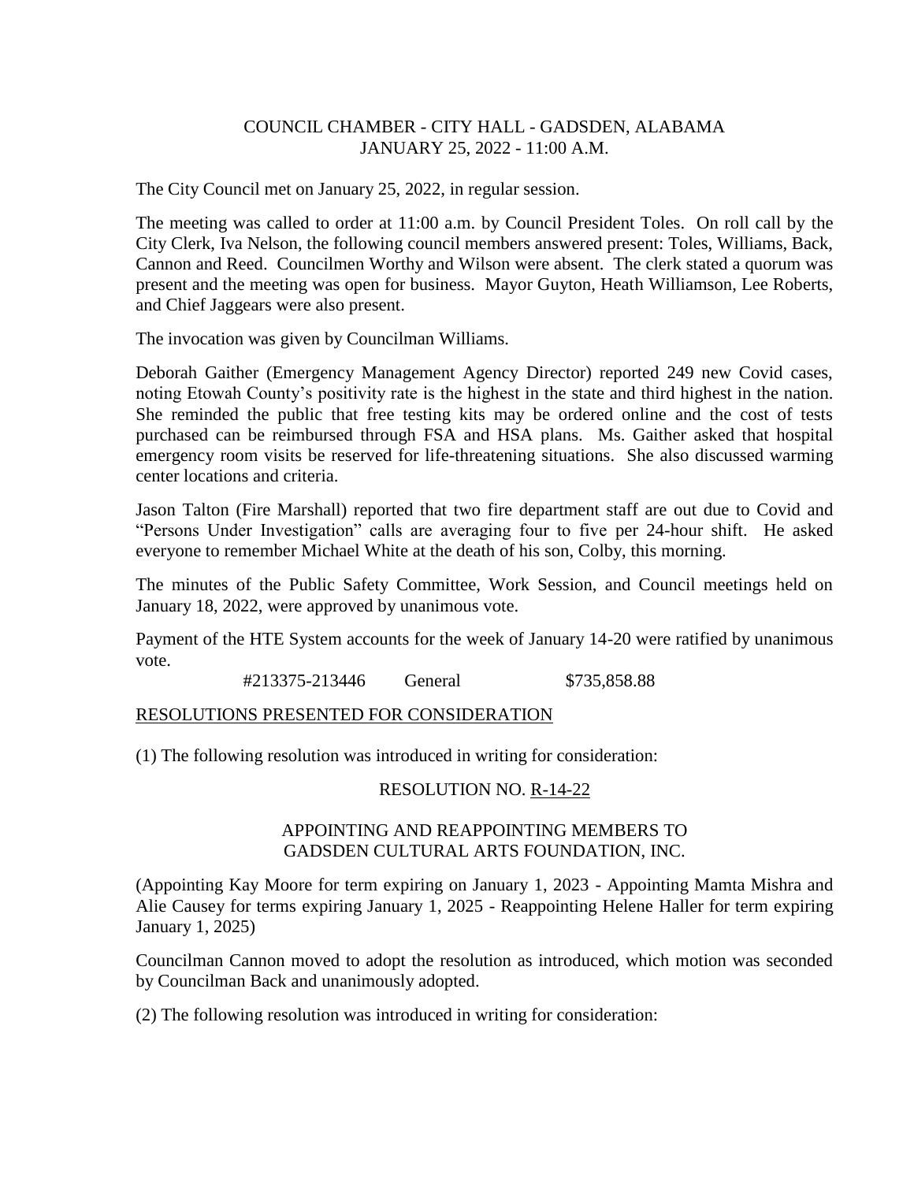COUNCIL CHAMBER - CITY HALL - GADSDEN, ALABAMA
JANUARY 25, 2022 - 11:00 A.M.

The City Council met on January 25, 2022, in regular session.

The meeting was called to order at 11:00 a.m. by Council President Toles. On roll call by the City Clerk, Iva Nelson, the following council members answered present: Toles, Williams, Back, Cannon and Reed. Councilmen Worthy and Wilson were absent. The clerk stated a quorum was present and the meeting was open for business. Mayor Guyton, Heath Williamson, Lee Roberts, and Chief Jaggears were also present.

The invocation was given by Councilman Williams.

Deborah Gaither (Emergency Management Agency Director) reported 249 new Covid cases, noting Etowah County's positivity rate is the highest in the state and third highest in the nation. She reminded the public that free testing kits may be ordered online and the cost of tests purchased can be reimbursed through FSA and HSA plans. Ms. Gaither asked that hospital emergency room visits be reserved for life-threatening situations. She also discussed warming center locations and criteria.

Jason Talton (Fire Marshall) reported that two fire department staff are out due to Covid and "Persons Under Investigation" calls are averaging four to five per 24-hour shift. He asked everyone to remember Michael White at the death of his son, Colby, this morning.

The minutes of the Public Safety Committee, Work Session, and Council meetings held on January 18, 2022, were approved by unanimous vote.

Payment of the HTE System accounts for the week of January 14-20 were ratified by unanimous vote.

#213375-213446 General $735,858.88

RESOLUTIONS PRESENTED FOR CONSIDERATION

(1) The following resolution was introduced in writing for consideration:

RESOLUTION NO. R-14-22

APPOINTING AND REAPPOINTING MEMBERS TO
GADSDEN CULTURAL ARTS FOUNDATION, INC.

(Appointing Kay Moore for term expiring on January 1, 2023 - Appointing Mamta Mishra and Alie Causey for terms expiring January 1, 2025 - Reappointing Helene Haller for term expiring January 1, 2025)

Councilman Cannon moved to adopt the resolution as introduced, which motion was seconded by Councilman Back and unanimously adopted.

(2) The following resolution was introduced in writing for consideration: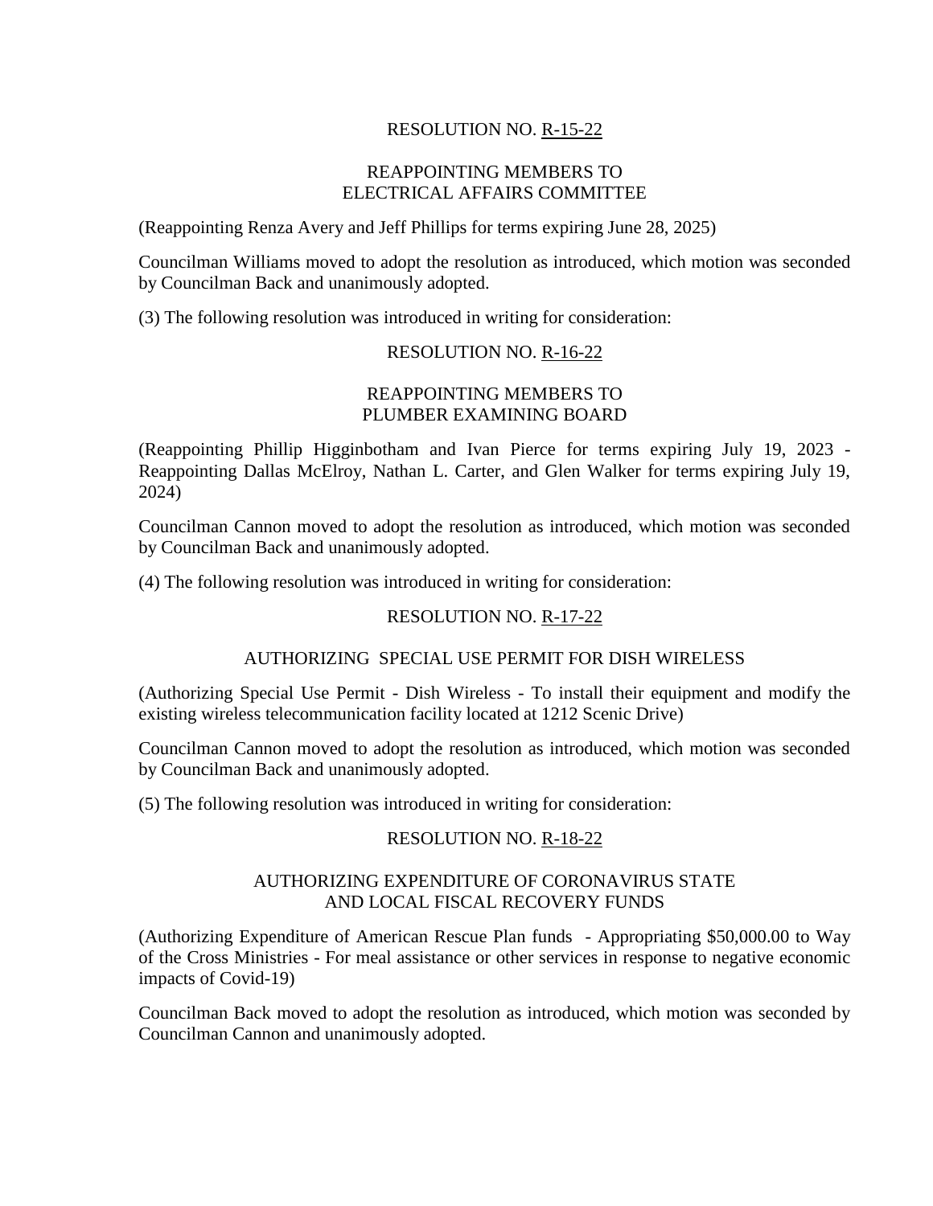RESOLUTION NO. R-15-22

REAPPOINTING MEMBERS TO
ELECTRICAL AFFAIRS COMMITTEE

(Reappointing Renza Avery and Jeff Phillips for terms expiring June 28, 2025)

Councilman Williams moved to adopt the resolution as introduced, which motion was seconded by Councilman Back and unanimously adopted.

(3) The following resolution was introduced in writing for consideration:

RESOLUTION NO. R-16-22

REAPPOINTING MEMBERS TO
PLUMBER EXAMINING BOARD

(Reappointing Phillip Higginbotham and Ivan Pierce for terms expiring July 19, 2023 - Reappointing Dallas McElroy, Nathan L. Carter, and Glen Walker for terms expiring July 19, 2024)

Councilman Cannon moved to adopt the resolution as introduced, which motion was seconded by Councilman Back and unanimously adopted.

(4) The following resolution was introduced in writing for consideration:

RESOLUTION NO. R-17-22

AUTHORIZING SPECIAL USE PERMIT FOR DISH WIRELESS

(Authorizing Special Use Permit - Dish Wireless - To install their equipment and modify the existing wireless telecommunication facility located at 1212 Scenic Drive)

Councilman Cannon moved to adopt the resolution as introduced, which motion was seconded by Councilman Back and unanimously adopted.

(5) The following resolution was introduced in writing for consideration:

RESOLUTION NO. R-18-22

AUTHORIZING EXPENDITURE OF CORONAVIRUS STATE
AND LOCAL FISCAL RECOVERY FUNDS

(Authorizing Expenditure of American Rescue Plan funds - Appropriating $50,000.00 to Way of the Cross Ministries - For meal assistance or other services in response to negative economic impacts of Covid-19)

Councilman Back moved to adopt the resolution as introduced, which motion was seconded by Councilman Cannon and unanimously adopted.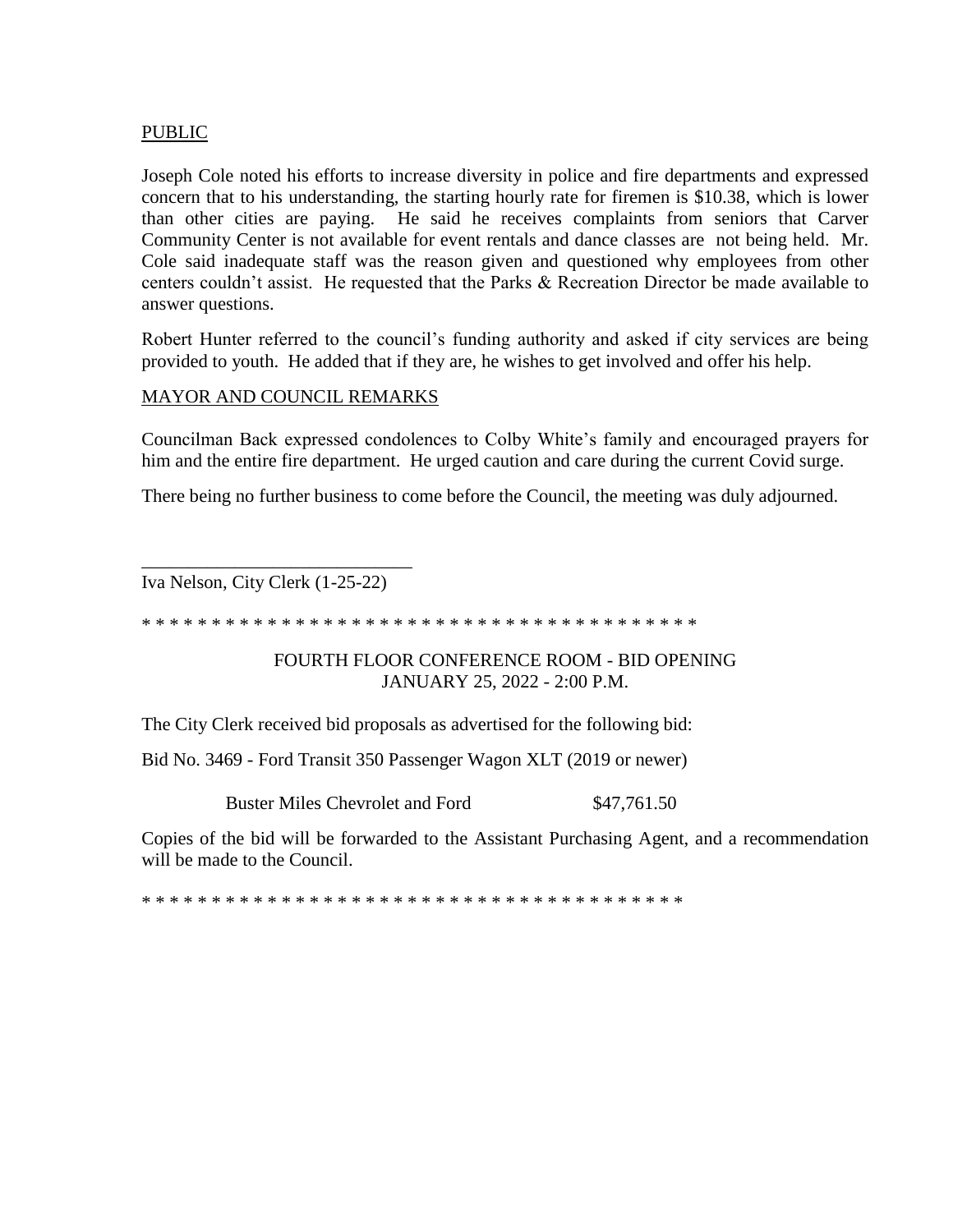PUBLIC

Joseph Cole noted his efforts to increase diversity in police and fire departments and expressed concern that to his understanding, the starting hourly rate for firemen is $10.38, which is lower than other cities are paying. He said he receives complaints from seniors that Carver Community Center is not available for event rentals and dance classes are not being held. Mr. Cole said inadequate staff was the reason given and questioned why employees from other centers couldn't assist. He requested that the Parks & Recreation Director be made available to answer questions.

Robert Hunter referred to the council's funding authority and asked if city services are being provided to youth. He added that if they are, he wishes to get involved and offer his help.

MAYOR AND COUNCIL REMARKS

Councilman Back expressed condolences to Colby White's family and encouraged prayers for him and the entire fire department. He urged caution and care during the current Covid surge.

There being no further business to come before the Council, the meeting was duly adjourned.

\_\_\_\_\_\_\_\_\_\_\_\_\_\_\_\_\_\_\_\_\_\_\_\_\_\_\_\_\_\_

Iva Nelson, City Clerk (1-25-22)

* * * * * * * * * * * * * * * * * * * * * * * * * * * * * * * * * * * * * * * *

FOURTH FLOOR CONFERENCE ROOM - BID OPENING
JANUARY 25, 2022 - 2:00 P.M.

The City Clerk received bid proposals as advertised for the following bid:

Bid No. 3469 - Ford Transit 350 Passenger Wagon XLT (2019 or newer)

| | |
|---|---|
| Buster Miles Chevrolet and Ford | $47,761.50 |

Copies of the bid will be forwarded to the Assistant Purchasing Agent, and a recommendation will be made to the Council.

* * * * * * * * * * * * * * * * * * * * * * * * * * * * * * * * * * * * * * *